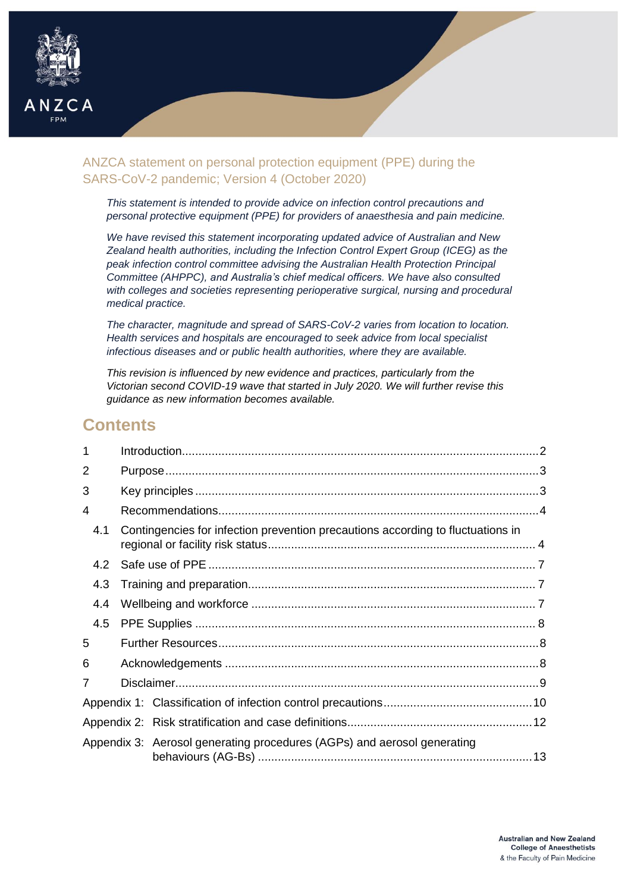# ANZCA statement on personal protection equipment (PPE) during the SARS-CoV-2 pandemic; Version 4 (October 2020)

*This statement is intended to provide advice on infection control precautions and personal protective equipment (PPE) for providers of anaesthesia and pain medicine.*

*We have revised this statement incorporating updated advice of Australian and New Zealand health authorities, including the Infection Control Expert Group (ICEG) as the peak infection control committee advising the Australian Health Protection Principal Committee (AHPPC), and Australia's chief medical officers. We have also consulted with colleges and societies representing perioperative surgical, nursing and procedural medical practice.*

*The character, magnitude and spread of SARS-CoV-2 varies from location to location. Health services and hospitals are encouraged to seek advice from local specialist infectious diseases and or public health authorities, where they are available.*

*This revision is influenced by new evidence and practices, particularly from the Victorian second COVID-19 wave that started in July 2020. We will further revise this guidance as new information becomes available.*

## Contents

1 Introduction ........ 2
2 Purpose ........ 3
3 Key principles ........ 3
4 Recommendations ........ 4
 4.1 Contingencies for infection prevention precautions according to fluctuations in regional or facility risk status ........ 4
 4.2 Safe use of PPE ........ 7
 4.3 Training and preparation ........ 7
 4.4 Wellbeing and workforce ........ 7
 4.5 PPE Supplies ........ 8
5 Further Resources ........ 8
6 Acknowledgements ........ 8
7 Disclaimer ........ 9
Appendix 1: Classification of infection control precautions ........ 10
Appendix 2: Risk stratification and case definitions ........ 12
Appendix 3: Aerosol generating procedures (AGPs) and aerosol generating behaviours (AG-Bs) ........ 13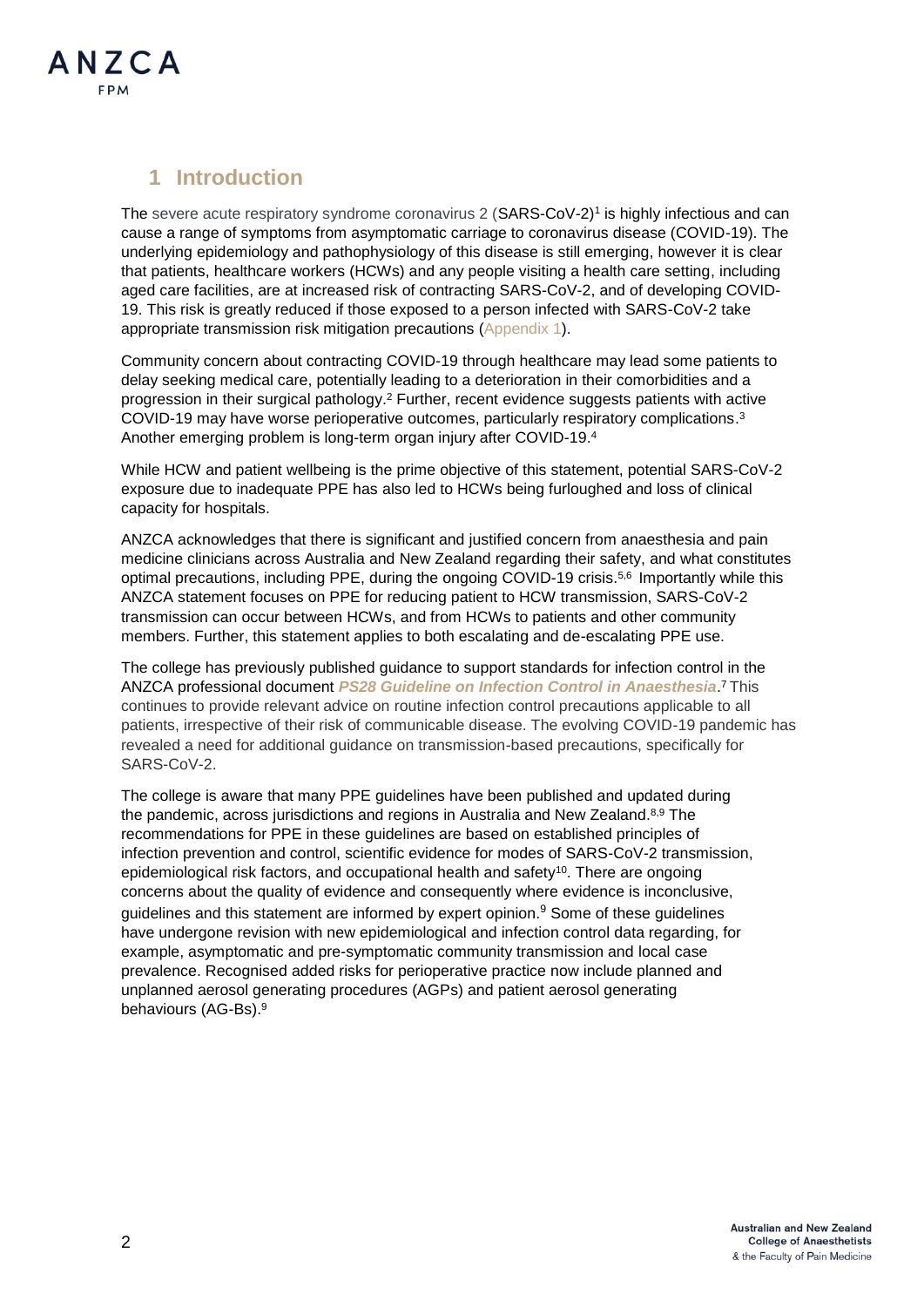## 1 Introduction

The severe acute respiratory syndrome coronavirus 2 (SARS-CoV-2)[1] is highly infectious and can cause a range of symptoms from asymptomatic carriage to coronavirus disease (COVID-19). The underlying epidemiology and pathophysiology of this disease is still emerging, however it is clear that patients, healthcare workers (HCWs) and any people visiting a health care setting, including aged care facilities, are at increased risk of contracting SARS-CoV-2, and of developing COVID-19. This risk is greatly reduced if those exposed to a person infected with SARS-CoV-2 take appropriate transmission risk mitigation precautions (Appendix 1).

Community concern about contracting COVID-19 through healthcare may lead some patients to delay seeking medical care, potentially leading to a deterioration in their comorbidities and a progression in their surgical pathology.[2] Further, recent evidence suggests patients with active COVID-19 may have worse perioperative outcomes, particularly respiratory complications.[3] Another emerging problem is long-term organ injury after COVID-19.[4]

While HCW and patient wellbeing is the prime objective of this statement, potential SARS-CoV-2 exposure due to inadequate PPE has also led to HCWs being furloughed and loss of clinical capacity for hospitals.

ANZCA acknowledges that there is significant and justified concern from anaesthesia and pain medicine clinicians across Australia and New Zealand regarding their safety, and what constitutes optimal precautions, including PPE, during the ongoing COVID-19 crisis.[5,6] Importantly while this ANZCA statement focuses on PPE for reducing patient to HCW transmission, SARS-CoV-2 transmission can occur between HCWs, and from HCWs to patients and other community members. Further, this statement applies to both escalating and de-escalating PPE use.

The college has previously published guidance to support standards for infection control in the ANZCA professional document ***PS28 Guideline on Infection Control in Anaesthesia***.[7] This continues to provide relevant advice on routine infection control precautions applicable to all patients, irrespective of their risk of communicable disease. The evolving COVID-19 pandemic has revealed a need for additional guidance on transmission-based precautions, specifically for SARS-CoV-2.

The college is aware that many PPE guidelines have been published and updated during the pandemic, across jurisdictions and regions in Australia and New Zealand.[8,9] The recommendations for PPE in these guidelines are based on established principles of infection prevention and control, scientific evidence for modes of SARS-CoV-2 transmission, epidemiological risk factors, and occupational health and safety[10]. There are ongoing concerns about the quality of evidence and consequently where evidence is inconclusive, guidelines and this statement are informed by expert opinion.[9] Some of these guidelines have undergone revision with new epidemiological and infection control data regarding, for example, asymptomatic and pre-symptomatic community transmission and local case prevalence. Recognised added risks for perioperative practice now include planned and unplanned aerosol generating procedures (AGPs) and patient aerosol generating behaviours (AG-Bs).[9]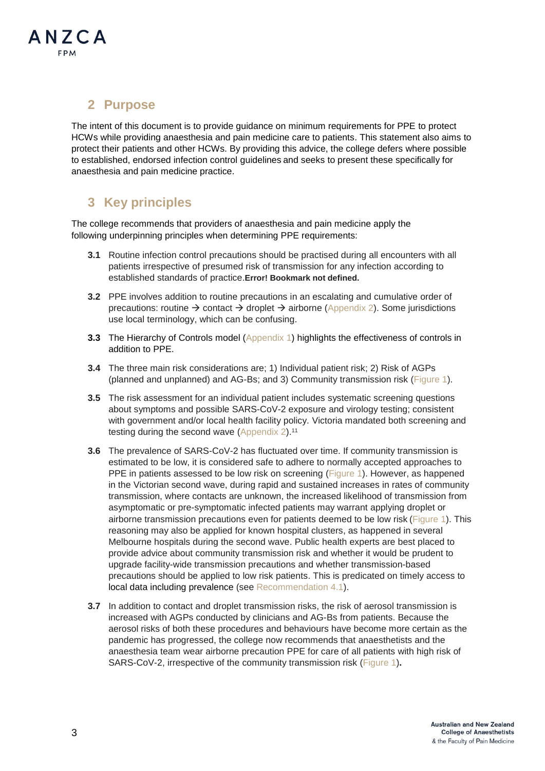## 2 Purpose

The intent of this document is to provide guidance on minimum requirements for PPE to protect HCWs while providing anaesthesia and pain medicine care to patients. This statement also aims to protect their patients and other HCWs. By providing this advice, the college defers where possible to established, endorsed infection control guidelines and seeks to present these specifically for anaesthesia and pain medicine practice.

## 3 Key principles

The college recommends that providers of anaesthesia and pain medicine apply the following underpinning principles when determining PPE requirements:

**3.1** Routine infection control precautions should be practised during all encounters with all patients irrespective of presumed risk of transmission for any infection according to established standards of practice.**Error! Bookmark not defined.**

**3.2** PPE involves addition to routine precautions in an escalating and cumulative order of precautions: routine → contact → droplet → airborne (Appendix 2). Some jurisdictions use local terminology, which can be confusing.

**3.3** The Hierarchy of Controls model (Appendix 1) highlights the effectiveness of controls in addition to PPE.

**3.4** The three main risk considerations are; 1) Individual patient risk; 2) Risk of AGPs (planned and unplanned) and AG-Bs; and 3) Community transmission risk (Figure 1).

**3.5** The risk assessment for an individual patient includes systematic screening questions about symptoms and possible SARS-CoV-2 exposure and virology testing; consistent with government and/or local health facility policy. Victoria mandated both screening and testing during the second wave (Appendix 2).[11]

**3.6** The prevalence of SARS-CoV-2 has fluctuated over time. If community transmission is estimated to be low, it is considered safe to adhere to normally accepted approaches to PPE in patients assessed to be low risk on screening (Figure 1). However, as happened in the Victorian second wave, during rapid and sustained increases in rates of community transmission, where contacts are unknown, the increased likelihood of transmission from asymptomatic or pre-symptomatic infected patients may warrant applying droplet or airborne transmission precautions even for patients deemed to be low risk (Figure 1). This reasoning may also be applied for known hospital clusters, as happened in several Melbourne hospitals during the second wave. Public health experts are best placed to provide advice about community transmission risk and whether it would be prudent to upgrade facility-wide transmission precautions and whether transmission-based precautions should be applied to low risk patients. This is predicated on timely access to local data including prevalence (see Recommendation 4.1).

**3.7** In addition to contact and droplet transmission risks, the risk of aerosol transmission is increased with AGPs conducted by clinicians and AG-Bs from patients. Because the aerosol risks of both these procedures and behaviours have become more certain as the pandemic has progressed, the college now recommends that anaesthetists and the anaesthesia team wear airborne precaution PPE for care of all patients with high risk of SARS-CoV-2, irrespective of the community transmission risk (Figure 1).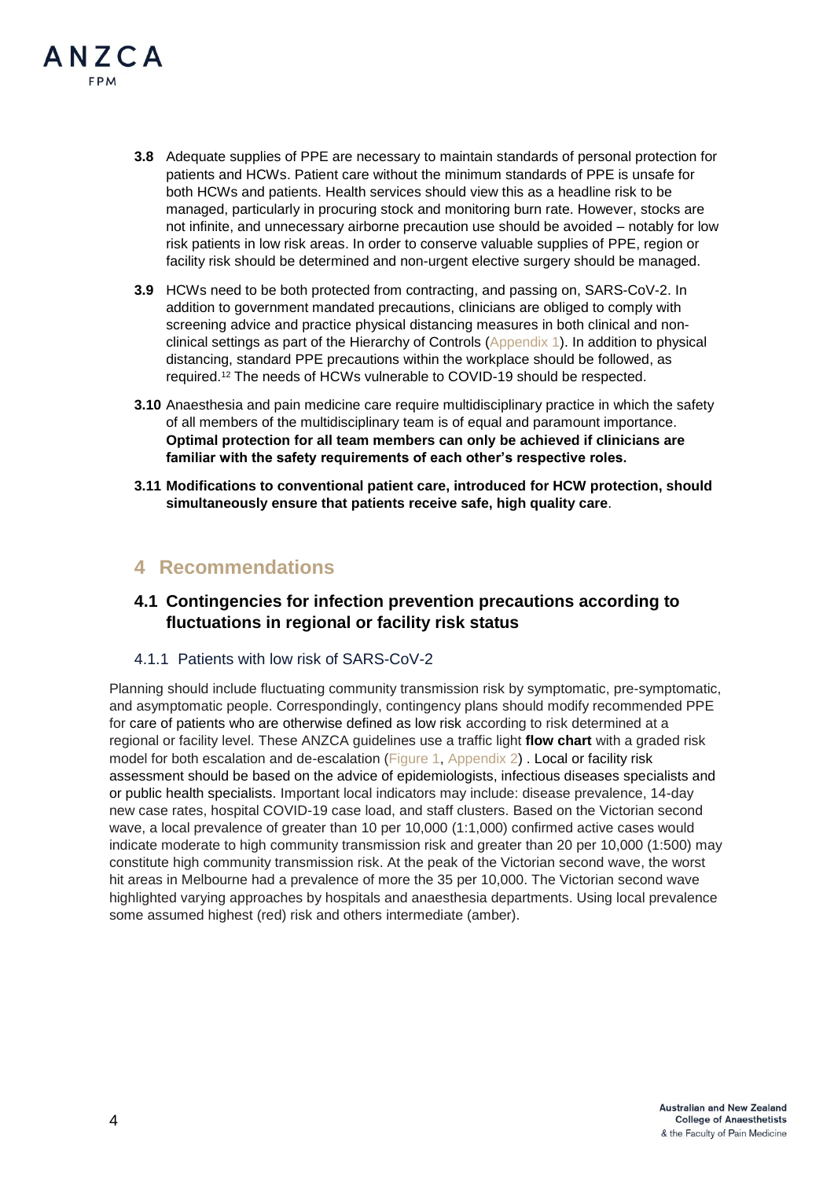**3.8** Adequate supplies of PPE are necessary to maintain standards of personal protection for patients and HCWs. Patient care without the minimum standards of PPE is unsafe for both HCWs and patients. Health services should view this as a headline risk to be managed, particularly in procuring stock and monitoring burn rate. However, stocks are not infinite, and unnecessary airborne precaution use should be avoided – notably for low risk patients in low risk areas. In order to conserve valuable supplies of PPE, region or facility risk should be determined and non-urgent elective surgery should be managed.

**3.9** HCWs need to be both protected from contracting, and passing on, SARS-CoV-2. In addition to government mandated precautions, clinicians are obliged to comply with screening advice and practice physical distancing measures in both clinical and non-clinical settings as part of the Hierarchy of Controls (Appendix 1). In addition to physical distancing, standard PPE precautions within the workplace should be followed, as required.[12] The needs of HCWs vulnerable to COVID-19 should be respected.

**3.10** Anaesthesia and pain medicine care require multidisciplinary practice in which the safety of all members of the multidisciplinary team is of equal and paramount importance. **Optimal protection for all team members can only be achieved if clinicians are familiar with the safety requirements of each other's respective roles.**

**3.11 Modifications to conventional patient care, introduced for HCW protection, should simultaneously ensure that patients receive safe, high quality care**.

# 4 Recommendations

## 4.1 Contingencies for infection prevention precautions according to fluctuations in regional or facility risk status

### 4.1.1 Patients with low risk of SARS-CoV-2

Planning should include fluctuating community transmission risk by symptomatic, pre-symptomatic, and asymptomatic people. Correspondingly, contingency plans should modify recommended PPE for care of patients who are otherwise defined as low risk according to risk determined at a regional or facility level. These ANZCA guidelines use a traffic light **flow chart** with a graded risk model for both escalation and de-escalation (Figure 1, Appendix 2) . Local or facility risk assessment should be based on the advice of epidemiologists, infectious diseases specialists and or public health specialists. Important local indicators may include: disease prevalence, 14-day new case rates, hospital COVID-19 case load, and staff clusters. Based on the Victorian second wave, a local prevalence of greater than 10 per 10,000 (1:1,000) confirmed active cases would indicate moderate to high community transmission risk and greater than 20 per 10,000 (1:500) may constitute high community transmission risk. At the peak of the Victorian second wave, the worst hit areas in Melbourne had a prevalence of more the 35 per 10,000. The Victorian second wave highlighted varying approaches by hospitals and anaesthesia departments. Using local prevalence some assumed highest (red) risk and others intermediate (amber).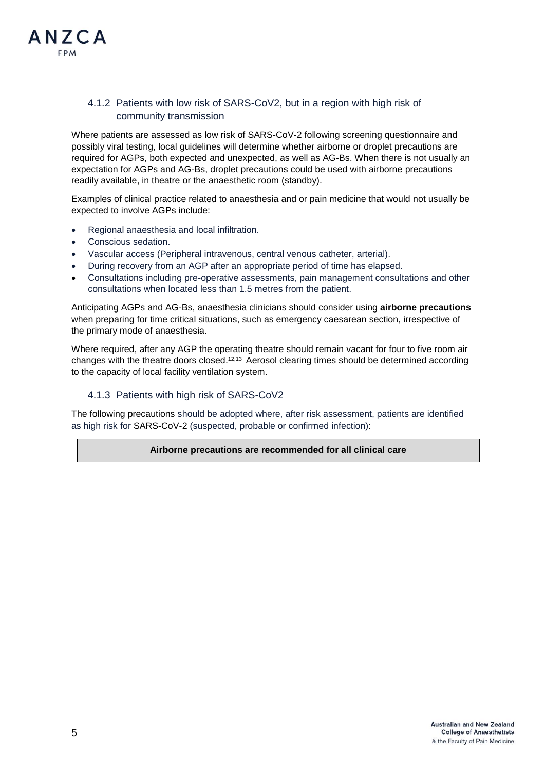### 4.1.2 Patients with low risk of SARS-CoV2, but in a region with high risk of community transmission

Where patients are assessed as low risk of SARS-CoV-2 following screening questionnaire and possibly viral testing, local guidelines will determine whether airborne or droplet precautions are required for AGPs, both expected and unexpected, as well as AG-Bs. When there is not usually an expectation for AGPs and AG-Bs, droplet precautions could be used with airborne precautions readily available, in theatre or the anaesthetic room (standby).

Examples of clinical practice related to anaesthesia and or pain medicine that would not usually be expected to involve AGPs include:

- Regional anaesthesia and local infiltration.
- Conscious sedation.
- Vascular access (Peripheral intravenous, central venous catheter, arterial).
- During recovery from an AGP after an appropriate period of time has elapsed.
- Consultations including pre-operative assessments, pain management consultations and other consultations when located less than 1.5 metres from the patient.

Anticipating AGPs and AG-Bs, anaesthesia clinicians should consider using **airborne precautions** when preparing for time critical situations, such as emergency caesarean section, irrespective of the primary mode of anaesthesia.

Where required, after any AGP the operating theatre should remain vacant for four to five room air changes with the theatre doors closed.[12,13] Aerosol clearing times should be determined according to the capacity of local facility ventilation system.

### 4.1.3 Patients with high risk of SARS-CoV2

The following precautions should be adopted where, after risk assessment, patients are identified as high risk for SARS-CoV-2 (suspected, probable or confirmed infection):

| **Airborne precautions are recommended for all clinical care** |
|---|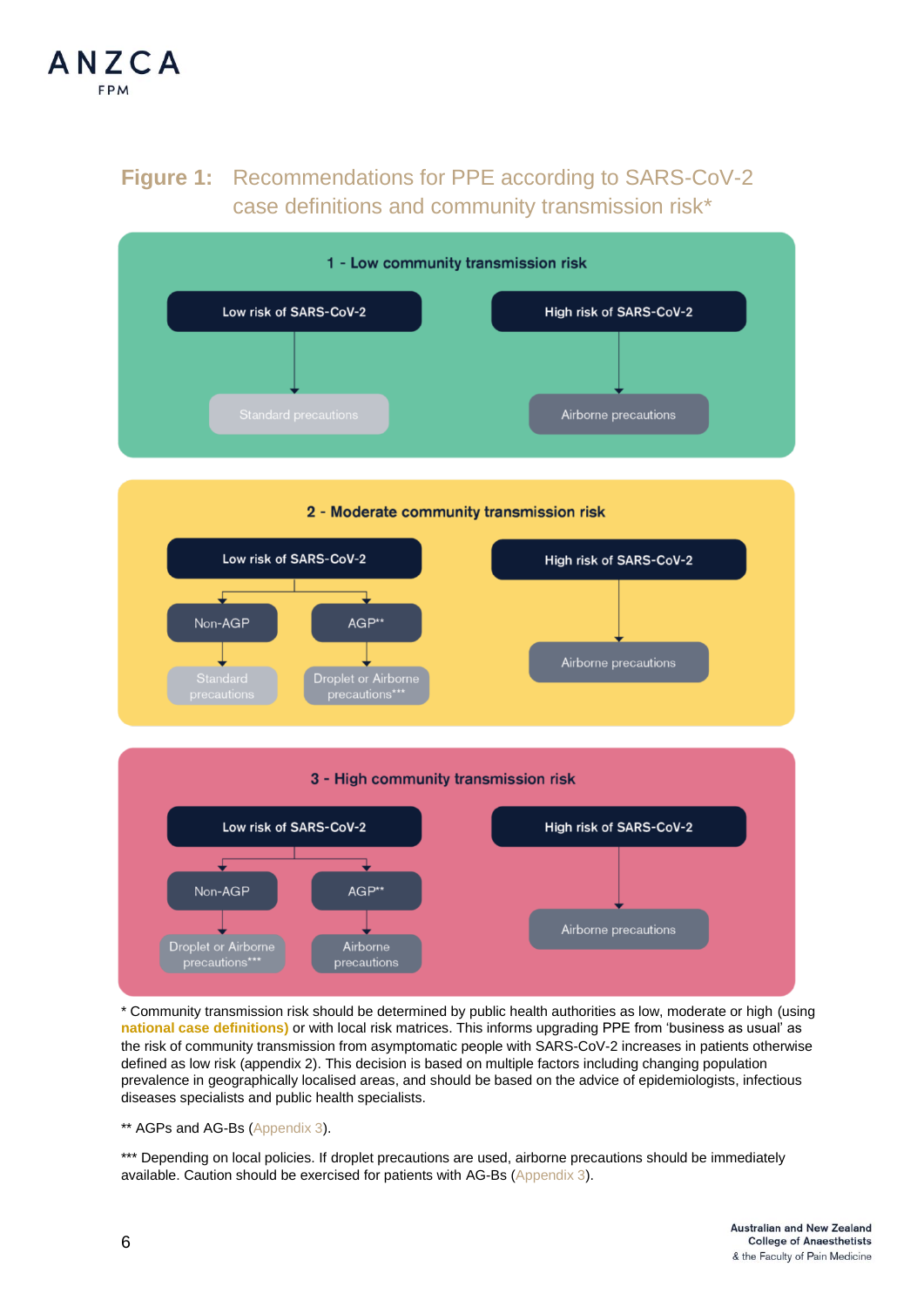**Figure 1:** Recommendations for PPE according to SARS-CoV-2 case definitions and community transmission risk*

**1 - Low community transmission risk**

- Low risk of SARS-CoV-2 → Standard precautions
- High risk of SARS-CoV-2 → Airborne precautions

**2 - Moderate community transmission risk**

- Low risk of SARS-CoV-2
  - Non-AGP → Standard precautions
  - AGP** → Droplet or Airborne precautions***
- High risk of SARS-CoV-2 → Airborne precautions

**3 - High community transmission risk**

- Low risk of SARS-CoV-2
  - Non-AGP → Droplet or Airborne precautions***
  - AGP** → Airborne precautions
- High risk of SARS-CoV-2 → Airborne precautions

* Community transmission risk should be determined by public health authorities as low, moderate or high (using **national case definitions**) or with local risk matrices. This informs upgrading PPE from 'business as usual' as the risk of community transmission from asymptomatic people with SARS-CoV-2 increases in patients otherwise defined as low risk (appendix 2). This decision is based on multiple factors including changing population prevalence in geographically localised areas, and should be based on the advice of epidemiologists, infectious diseases specialists and public health specialists.

** AGPs and AG-Bs (Appendix 3).

*** Depending on local policies. If droplet precautions are used, airborne precautions should be immediately available. Caution should be exercised for patients with AG-Bs (Appendix 3).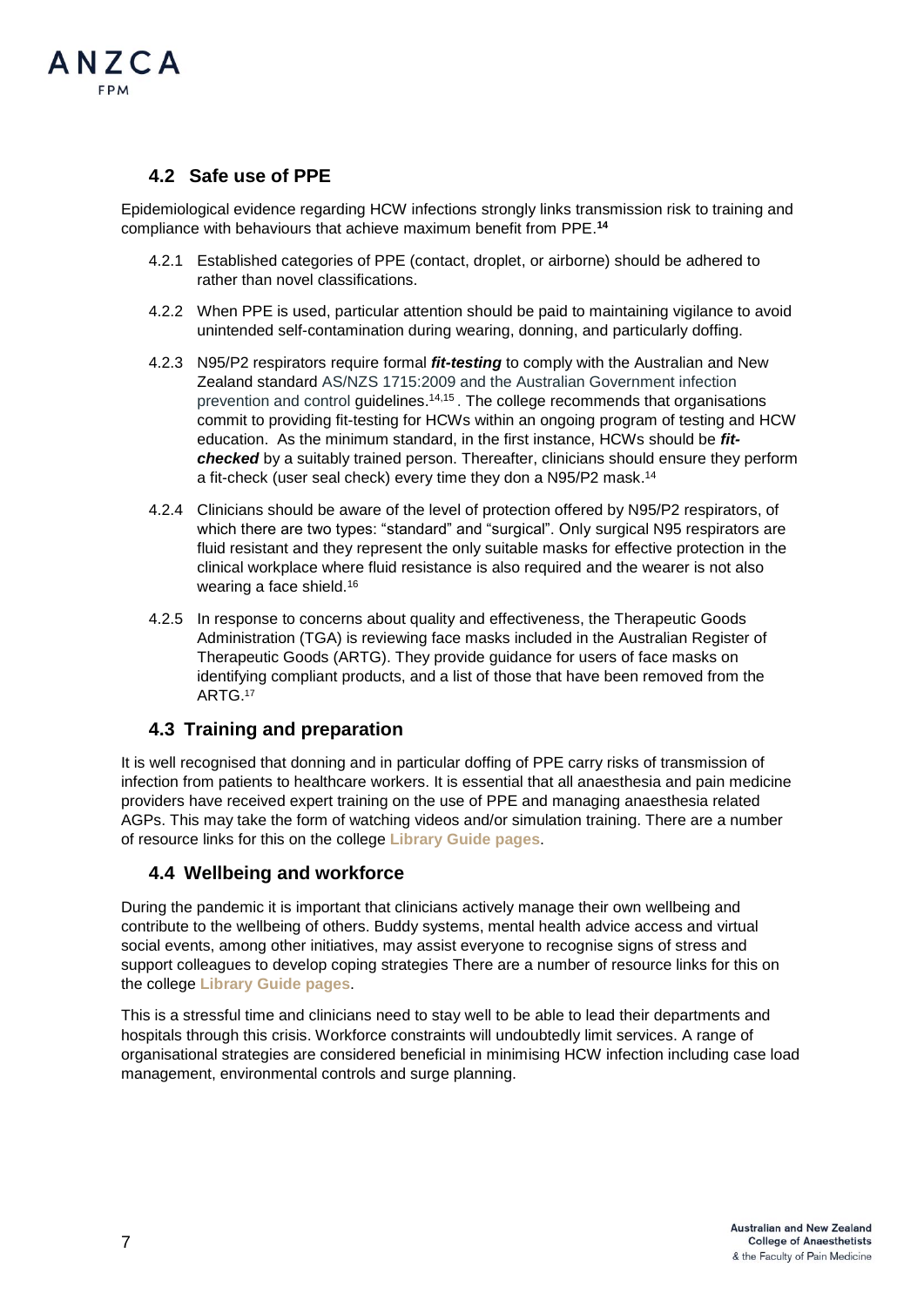## 4.2 Safe use of PPE

Epidemiological evidence regarding HCW infections strongly links transmission risk to training and compliance with behaviours that achieve maximum benefit from PPE.[14]

4.2.1 Established categories of PPE (contact, droplet, or airborne) should be adhered to rather than novel classifications.

4.2.2 When PPE is used, particular attention should be paid to maintaining vigilance to avoid unintended self-contamination during wearing, donning, and particularly doffing.

4.2.3 N95/P2 respirators require formal ***fit-testing*** to comply with the Australian and New Zealand standard AS/NZS 1715:2009 and the Australian Government infection prevention and control guidelines.[14,15] . The college recommends that organisations commit to providing fit-testing for HCWs within an ongoing program of testing and HCW education. As the minimum standard, in the first instance, HCWs should be ***fit-checked*** by a suitably trained person. Thereafter, clinicians should ensure they perform a fit-check (user seal check) every time they don a N95/P2 mask.[14]

4.2.4 Clinicians should be aware of the level of protection offered by N95/P2 respirators, of which there are two types: "standard" and "surgical". Only surgical N95 respirators are fluid resistant and they represent the only suitable masks for effective protection in the clinical workplace where fluid resistance is also required and the wearer is not also wearing a face shield.[16]

4.2.5 In response to concerns about quality and effectiveness, the Therapeutic Goods Administration (TGA) is reviewing face masks included in the Australian Register of Therapeutic Goods (ARTG). They provide guidance for users of face masks on identifying compliant products, and a list of those that have been removed from the ARTG.[17]

## 4.3 Training and preparation

It is well recognised that donning and in particular doffing of PPE carry risks of transmission of infection from patients to healthcare workers. It is essential that all anaesthesia and pain medicine providers have received expert training on the use of PPE and managing anaesthesia related AGPs. This may take the form of watching videos and/or simulation training. There are a number of resource links for this on the college **Library Guide pages**.

## 4.4 Wellbeing and workforce

During the pandemic it is important that clinicians actively manage their own wellbeing and contribute to the wellbeing of others. Buddy systems, mental health advice access and virtual social events, among other initiatives, may assist everyone to recognise signs of stress and support colleagues to develop coping strategies There are a number of resource links for this on the college **Library Guide pages**.

This is a stressful time and clinicians need to stay well to be able to lead their departments and hospitals through this crisis. Workforce constraints will undoubtedly limit services. A range of organisational strategies are considered beneficial in minimising HCW infection including case load management, environmental controls and surge planning.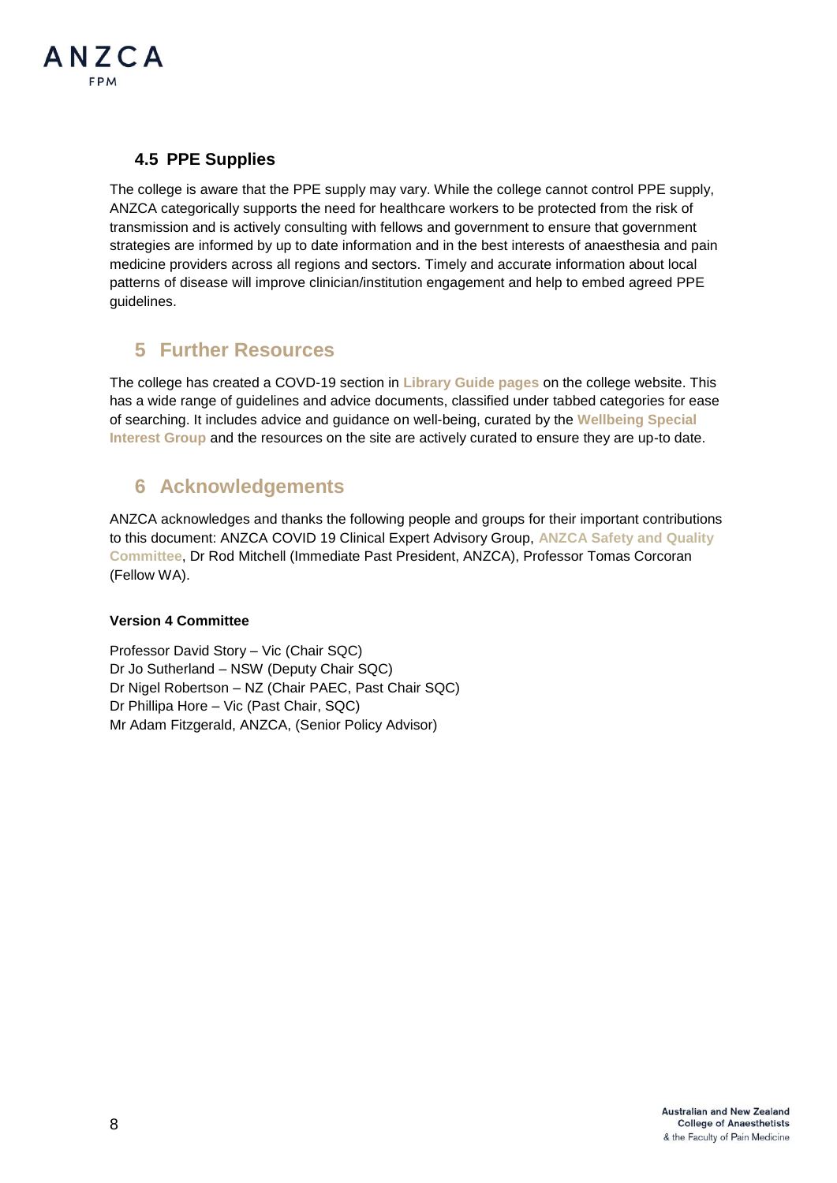### 4.5 PPE Supplies

The college is aware that the PPE supply may vary. While the college cannot control PPE supply, ANZCA categorically supports the need for healthcare workers to be protected from the risk of transmission and is actively consulting with fellows and government to ensure that government strategies are informed by up to date information and in the best interests of anaesthesia and pain medicine providers across all regions and sectors. Timely and accurate information about local patterns of disease will improve clinician/institution engagement and help to embed agreed PPE guidelines.

## 5 Further Resources

The college has created a COVD-19 section in **Library Guide pages** on the college website. This has a wide range of guidelines and advice documents, classified under tabbed categories for ease of searching. It includes advice and guidance on well-being, curated by the **Wellbeing Special Interest Group** and the resources on the site are actively curated to ensure they are up-to date.

## 6 Acknowledgements

ANZCA acknowledges and thanks the following people and groups for their important contributions to this document: ANZCA COVID 19 Clinical Expert Advisory Group, **ANZCA Safety and Quality Committee**, Dr Rod Mitchell (Immediate Past President, ANZCA), Professor Tomas Corcoran (Fellow WA).

**Version 4 Committee**

Professor David Story – Vic (Chair SQC)
Dr Jo Sutherland – NSW (Deputy Chair SQC)
Dr Nigel Robertson – NZ (Chair PAEC, Past Chair SQC)
Dr Phillipa Hore – Vic (Past Chair, SQC)
Mr Adam Fitzgerald, ANZCA, (Senior Policy Advisor)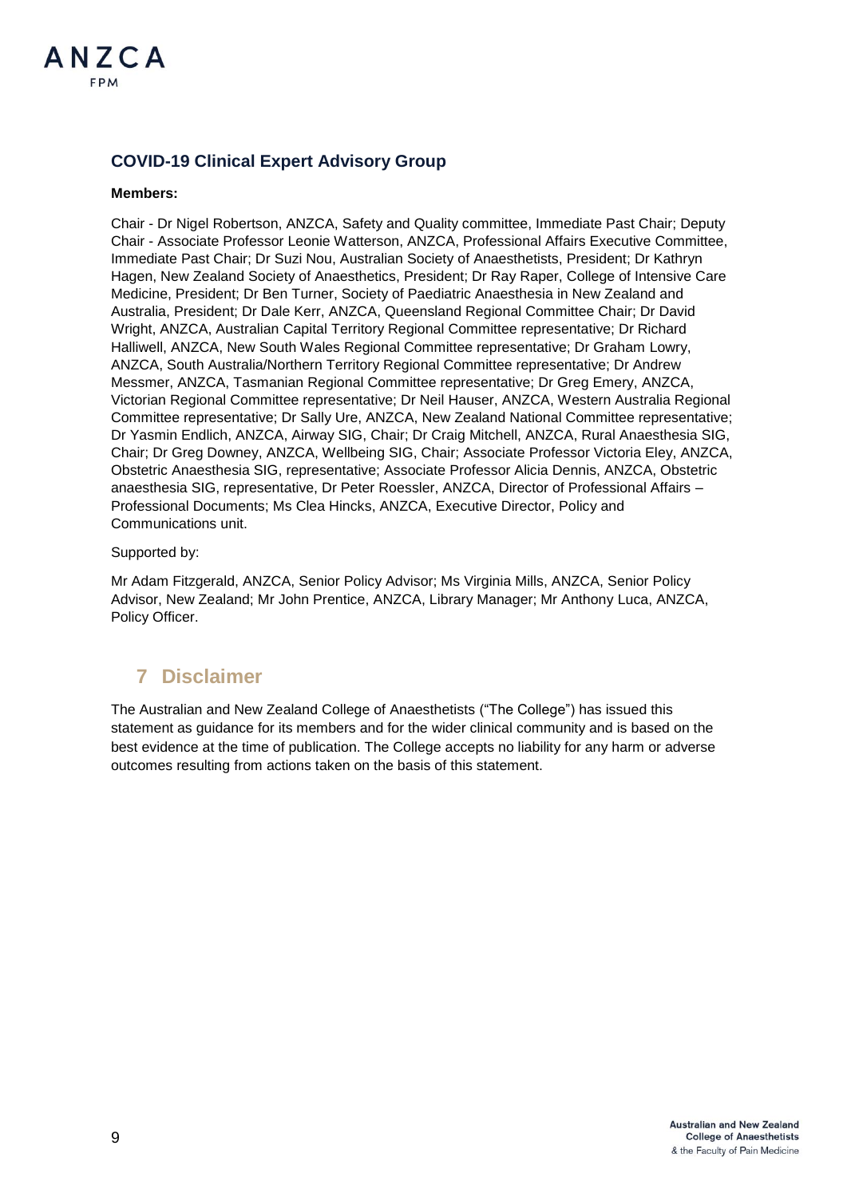### COVID-19 Clinical Expert Advisory Group

**Members:**

Chair - Dr Nigel Robertson, ANZCA, Safety and Quality committee, Immediate Past Chair; Deputy Chair - Associate Professor Leonie Watterson, ANZCA, Professional Affairs Executive Committee, Immediate Past Chair; Dr Suzi Nou, Australian Society of Anaesthetists, President; Dr Kathryn Hagen, New Zealand Society of Anaesthetics, President; Dr Ray Raper, College of Intensive Care Medicine, President; Dr Ben Turner, Society of Paediatric Anaesthesia in New Zealand and Australia, President; Dr Dale Kerr, ANZCA, Queensland Regional Committee Chair; Dr David Wright, ANZCA, Australian Capital Territory Regional Committee representative; Dr Richard Halliwell, ANZCA, New South Wales Regional Committee representative; Dr Graham Lowry, ANZCA, South Australia/Northern Territory Regional Committee representative; Dr Andrew Messmer, ANZCA, Tasmanian Regional Committee representative; Dr Greg Emery, ANZCA, Victorian Regional Committee representative; Dr Neil Hauser, ANZCA, Western Australia Regional Committee representative; Dr Sally Ure, ANZCA, New Zealand National Committee representative; Dr Yasmin Endlich, ANZCA, Airway SIG, Chair; Dr Craig Mitchell, ANZCA, Rural Anaesthesia SIG, Chair; Dr Greg Downey, ANZCA, Wellbeing SIG, Chair; Associate Professor Victoria Eley, ANZCA, Obstetric Anaesthesia SIG, representative; Associate Professor Alicia Dennis, ANZCA, Obstetric anaesthesia SIG, representative, Dr Peter Roessler, ANZCA, Director of Professional Affairs – Professional Documents; Ms Clea Hincks, ANZCA, Executive Director, Policy and Communications unit.

Supported by:

Mr Adam Fitzgerald, ANZCA, Senior Policy Advisor; Ms Virginia Mills, ANZCA, Senior Policy Advisor, New Zealand; Mr John Prentice, ANZCA, Library Manager; Mr Anthony Luca, ANZCA, Policy Officer.

## 7 Disclaimer

The Australian and New Zealand College of Anaesthetists ("The College") has issued this statement as guidance for its members and for the wider clinical community and is based on the best evidence at the time of publication. The College accepts no liability for any harm or adverse outcomes resulting from actions taken on the basis of this statement.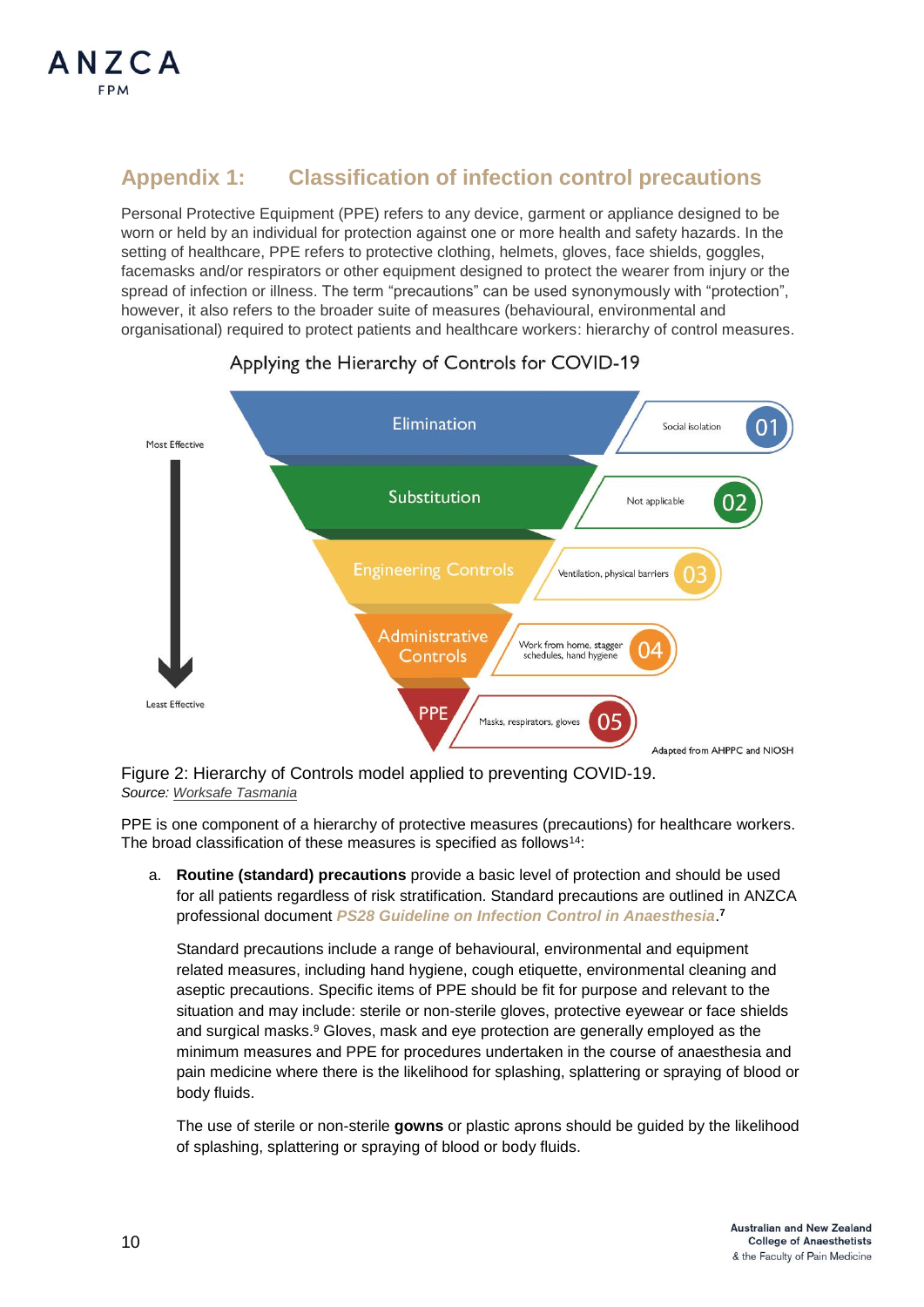## Appendix 1: Classification of infection control precautions

Personal Protective Equipment (PPE) refers to any device, garment or appliance designed to be worn or held by an individual for protection against one or more health and safety hazards. In the setting of healthcare, PPE refers to protective clothing, helmets, gloves, face shields, goggles, facemasks and/or respirators or other equipment designed to protect the wearer from injury or the spread of infection or illness. The term "precautions" can be used synonymously with "protection", however, it also refers to the broader suite of measures (behavioural, environmental and organisational) required to protect patients and healthcare workers: hierarchy of control measures.

Applying the Hierarchy of Controls for COVID-19

Most Effective

Least Effective

| | Control | Example |
|---|---|---|
| 01 | Elimination | Social isolation |
| 02 | Substitution | Not applicable |
| 03 | Engineering Controls | Ventilation, physical barriers |
| 04 | Administrative Controls | Work from home, stagger schedules, hand hygiene |
| 05 | PPE | Masks, respirators, gloves |

Adapted from AHPPC and NIOSH

Figure 2: Hierarchy of Controls model applied to preventing COVID-19.
*Source: Worksafe Tasmania*

PPE is one component of a hierarchy of protective measures (precautions) for healthcare workers. The broad classification of these measures is specified as follows[14]:

a. **Routine (standard) precautions** provide a basic level of protection and should be used for all patients regardless of risk stratification. Standard precautions are outlined in ANZCA professional document ***PS28 Guideline on Infection Control in Anaesthesia***.[7]

   Standard precautions include a range of behavioural, environmental and equipment related measures, including hand hygiene, cough etiquette, environmental cleaning and aseptic precautions. Specific items of PPE should be fit for purpose and relevant to the situation and may include: sterile or non-sterile gloves, protective eyewear or face shields and surgical masks.[9] Gloves, mask and eye protection are generally employed as the minimum measures and PPE for procedures undertaken in the course of anaesthesia and pain medicine where there is the likelihood for splashing, splattering or spraying of blood or body fluids.

   The use of sterile or non-sterile **gowns** or plastic aprons should be guided by the likelihood of splashing, splattering or spraying of blood or body fluids.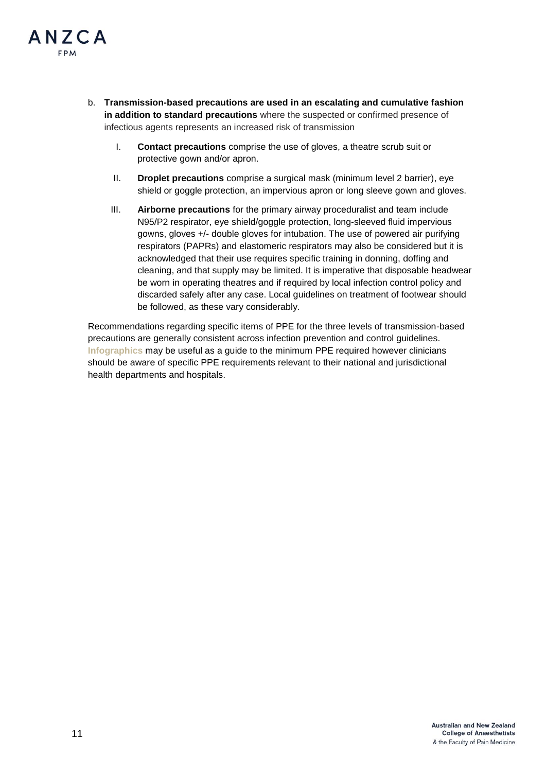b. **Transmission-based precautions are used in an escalating and cumulative fashion in addition to standard precautions** where the suspected or confirmed presence of infectious agents represents an increased risk of transmission

   I. **Contact precautions** comprise the use of gloves, a theatre scrub suit or protective gown and/or apron.

   II. **Droplet precautions** comprise a surgical mask (minimum level 2 barrier), eye shield or goggle protection, an impervious apron or long sleeve gown and gloves.

   III. **Airborne precautions** for the primary airway proceduralist and team include N95/P2 respirator, eye shield/goggle protection, long-sleeved fluid impervious gowns, gloves +/- double gloves for intubation. The use of powered air purifying respirators (PAPRs) and elastomeric respirators may also be considered but it is acknowledged that their use requires specific training in donning, doffing and cleaning, and that supply may be limited. It is imperative that disposable headwear be worn in operating theatres and if required by local infection control policy and discarded safely after any case. Local guidelines on treatment of footwear should be followed, as these vary considerably.

Recommendations regarding specific items of PPE for the three levels of transmission-based precautions are generally consistent across infection prevention and control guidelines. Infographics may be useful as a guide to the minimum PPE required however clinicians should be aware of specific PPE requirements relevant to their national and jurisdictional health departments and hospitals.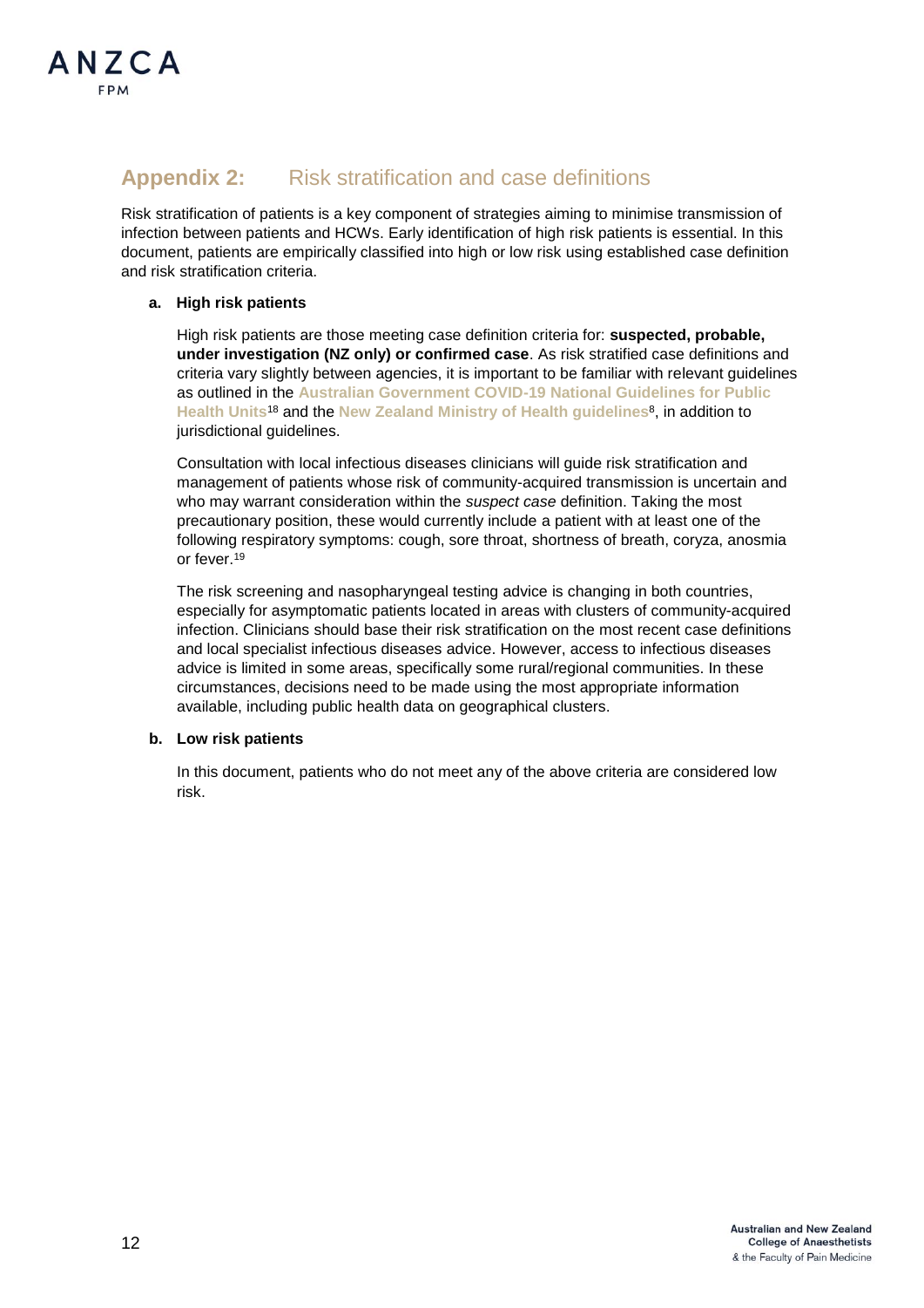## Appendix 2: Risk stratification and case definitions

Risk stratification of patients is a key component of strategies aiming to minimise transmission of infection between patients and HCWs. Early identification of high risk patients is essential. In this document, patients are empirically classified into high or low risk using established case definition and risk stratification criteria.

### a. High risk patients

High risk patients are those meeting case definition criteria for: **suspected, probable, under investigation (NZ only) or confirmed case**. As risk stratified case definitions and criteria vary slightly between agencies, it is important to be familiar with relevant guidelines as outlined in the **Australian Government COVID-19 National Guidelines for Public Health Units**[18] and the **New Zealand Ministry of Health guidelines**[8], in addition to jurisdictional guidelines.

Consultation with local infectious diseases clinicians will guide risk stratification and management of patients whose risk of community-acquired transmission is uncertain and who may warrant consideration within the *suspect case* definition. Taking the most precautionary position, these would currently include a patient with at least one of the following respiratory symptoms: cough, sore throat, shortness of breath, coryza, anosmia or fever.[19]

The risk screening and nasopharyngeal testing advice is changing in both countries, especially for asymptomatic patients located in areas with clusters of community-acquired infection. Clinicians should base their risk stratification on the most recent case definitions and local specialist infectious diseases advice. However, access to infectious diseases advice is limited in some areas, specifically some rural/regional communities. In these circumstances, decisions need to be made using the most appropriate information available, including public health data on geographical clusters.

### b. Low risk patients

In this document, patients who do not meet any of the above criteria are considered low risk.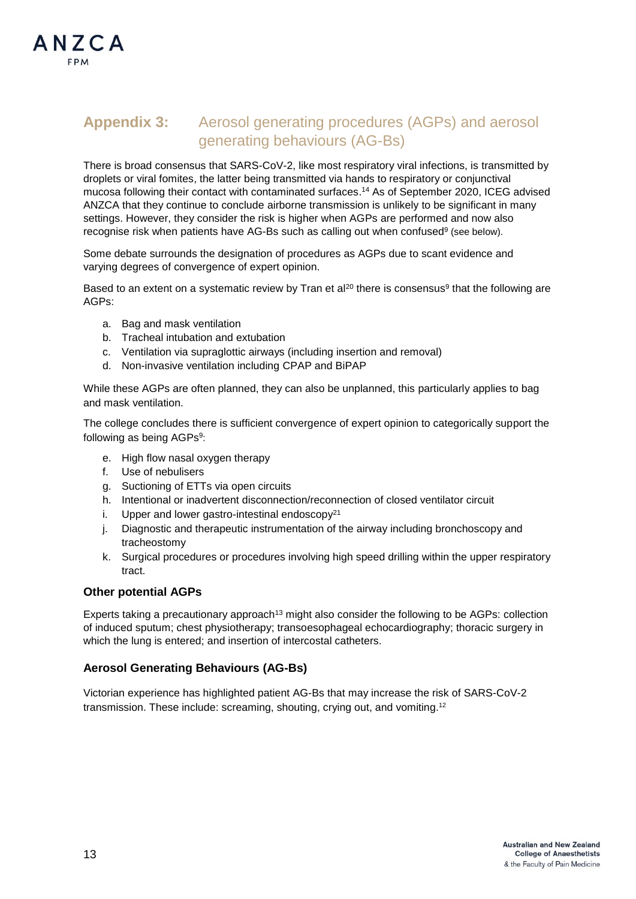## Appendix 3: Aerosol generating procedures (AGPs) and aerosol generating behaviours (AG-Bs)

There is broad consensus that SARS-CoV-2, like most respiratory viral infections, is transmitted by droplets or viral fomites, the latter being transmitted via hands to respiratory or conjunctival mucosa following their contact with contaminated surfaces.[14] As of September 2020, ICEG advised ANZCA that they continue to conclude airborne transmission is unlikely to be significant in many settings. However, they consider the risk is higher when AGPs are performed and now also recognise risk when patients have AG-Bs such as calling out when confused[9] (see below).

Some debate surrounds the designation of procedures as AGPs due to scant evidence and varying degrees of convergence of expert opinion.

Based to an extent on a systematic review by Tran et al[20] there is consensus[9] that the following are AGPs:

a. Bag and mask ventilation
b. Tracheal intubation and extubation
c. Ventilation via supraglottic airways (including insertion and removal)
d. Non-invasive ventilation including CPAP and BiPAP

While these AGPs are often planned, they can also be unplanned, this particularly applies to bag and mask ventilation.

The college concludes there is sufficient convergence of expert opinion to categorically support the following as being AGPs[9]:

e. High flow nasal oxygen therapy
f. Use of nebulisers
g. Suctioning of ETTs via open circuits
h. Intentional or inadvertent disconnection/reconnection of closed ventilator circuit
i. Upper and lower gastro-intestinal endoscopy[21]
j. Diagnostic and therapeutic instrumentation of the airway including bronchoscopy and tracheostomy
k. Surgical procedures or procedures involving high speed drilling within the upper respiratory tract.

### Other potential AGPs

Experts taking a precautionary approach[13] might also consider the following to be AGPs: collection of induced sputum; chest physiotherapy; transoesophageal echocardiography; thoracic surgery in which the lung is entered; and insertion of intercostal catheters.

### Aerosol Generating Behaviours (AG-Bs)

Victorian experience has highlighted patient AG-Bs that may increase the risk of SARS-CoV-2 transmission. These include: screaming, shouting, crying out, and vomiting.[12]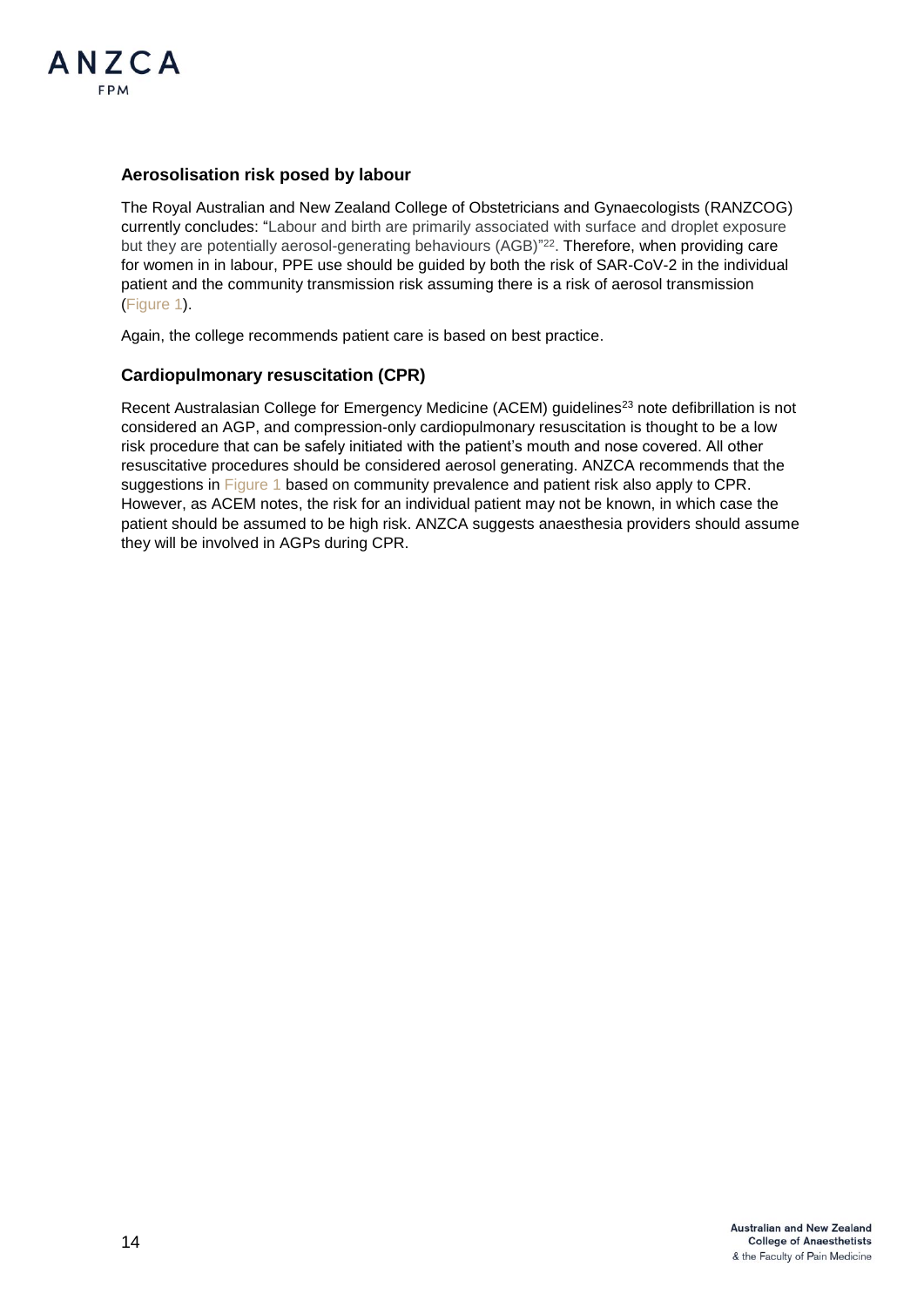## Aerosolisation risk posed by labour

The Royal Australian and New Zealand College of Obstetricians and Gynaecologists (RANZCOG) currently concludes: "Labour and birth are primarily associated with surface and droplet exposure but they are potentially aerosol-generating behaviours (AGB)"[22]. Therefore, when providing care for women in in labour, PPE use should be guided by both the risk of SAR-CoV-2 in the individual patient and the community transmission risk assuming there is a risk of aerosol transmission (Figure 1).

Again, the college recommends patient care is based on best practice.

## Cardiopulmonary resuscitation (CPR)

Recent Australasian College for Emergency Medicine (ACEM) guidelines[23] note defibrillation is not considered an AGP, and compression-only cardiopulmonary resuscitation is thought to be a low risk procedure that can be safely initiated with the patient's mouth and nose covered. All other resuscitative procedures should be considered aerosol generating. ANZCA recommends that the suggestions in Figure 1 based on community prevalence and patient risk also apply to CPR. However, as ACEM notes, the risk for an individual patient may not be known, in which case the patient should be assumed to be high risk. ANZCA suggests anaesthesia providers should assume they will be involved in AGPs during CPR.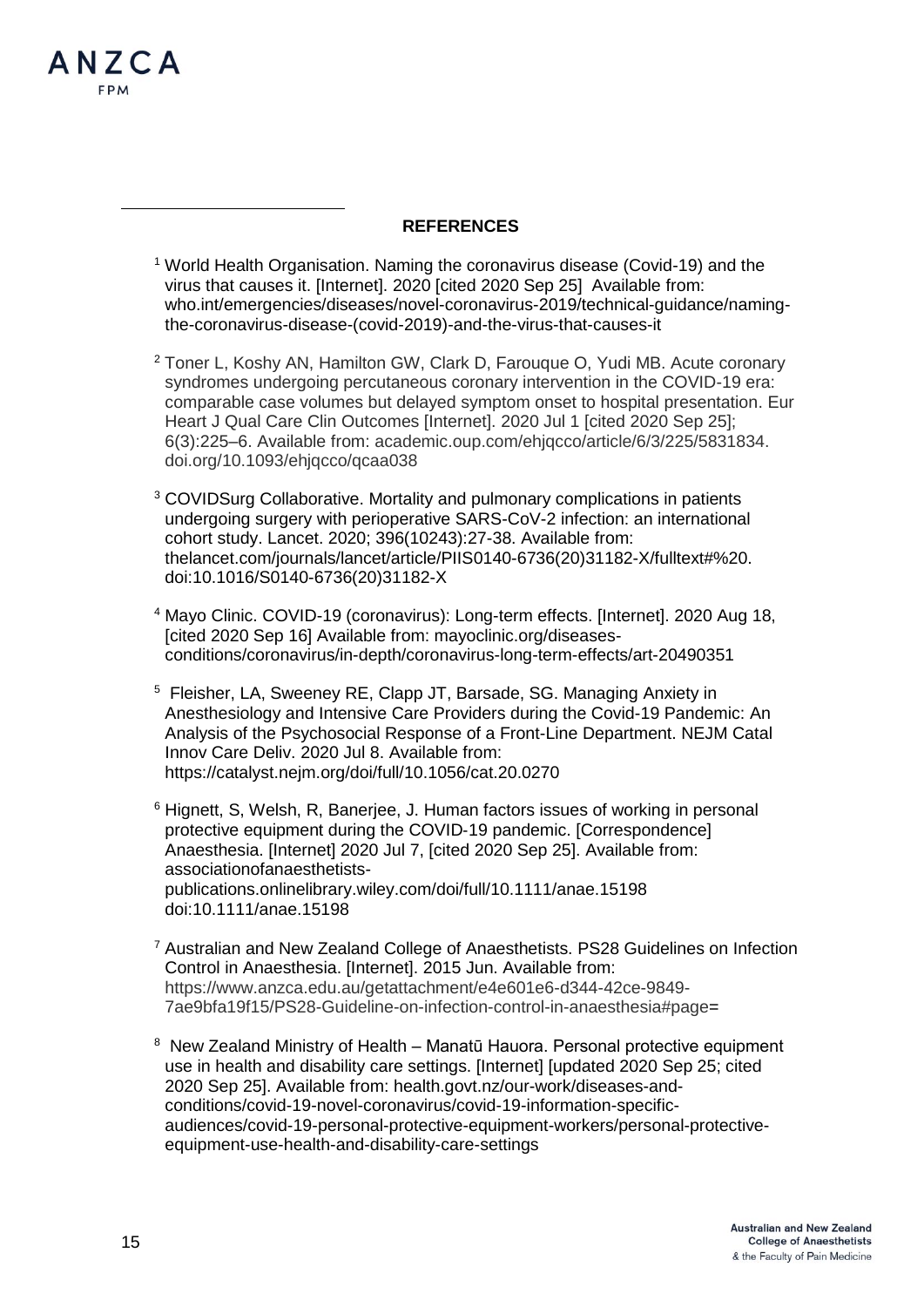**REFERENCES**

[1] World Health Organisation. Naming the coronavirus disease (Covid-19) and the virus that causes it. [Internet]. 2020 [cited 2020 Sep 25] Available from: who.int/emergencies/diseases/novel-coronavirus-2019/technical-guidance/naming-the-coronavirus-disease-(covid-2019)-and-the-virus-that-causes-it

[2] Toner L, Koshy AN, Hamilton GW, Clark D, Farouque O, Yudi MB. Acute coronary syndromes undergoing percutaneous coronary intervention in the COVID-19 era: comparable case volumes but delayed symptom onset to hospital presentation. Eur Heart J Qual Care Clin Outcomes [Internet]. 2020 Jul 1 [cited 2020 Sep 25]; 6(3):225–6. Available from: academic.oup.com/ehjqcco/article/6/3/225/5831834. doi.org/10.1093/ehjqcco/qcaa038

[3] COVIDSurg Collaborative. Mortality and pulmonary complications in patients undergoing surgery with perioperative SARS-CoV-2 infection: an international cohort study. Lancet. 2020; 396(10243):27-38. Available from: thelancet.com/journals/lancet/article/PIIS0140-6736(20)31182-X/fulltext#%20. doi:10.1016/S0140-6736(20)31182-X

[4] Mayo Clinic. COVID-19 (coronavirus): Long-term effects. [Internet]. 2020 Aug 18, [cited 2020 Sep 16] Available from: mayoclinic.org/diseases-conditions/coronavirus/in-depth/coronavirus-long-term-effects/art-20490351

[5] Fleisher, LA, Sweeney RE, Clapp JT, Barsade, SG. Managing Anxiety in Anesthesiology and Intensive Care Providers during the Covid-19 Pandemic: An Analysis of the Psychosocial Response of a Front-Line Department. NEJM Catal Innov Care Deliv. 2020 Jul 8. Available from: https://catalyst.nejm.org/doi/full/10.1056/cat.20.0270

[6] Hignett, S, Welsh, R, Banerjee, J. Human factors issues of working in personal protective equipment during the COVID-19 pandemic. [Correspondence] Anaesthesia. [Internet] 2020 Jul 7, [cited 2020 Sep 25]. Available from: associationofanaesthetists-publications.onlinelibrary.wiley.com/doi/full/10.1111/anae.15198 doi:10.1111/anae.15198

[7] Australian and New Zealand College of Anaesthetists. PS28 Guidelines on Infection Control in Anaesthesia. [Internet]. 2015 Jun. Available from: https://www.anzca.edu.au/getattachment/e4e601e6-d344-42ce-9849-7ae9bfa19f15/PS28-Guideline-on-infection-control-in-anaesthesia#page=

[8] New Zealand Ministry of Health – Manatū Hauora. Personal protective equipment use in health and disability care settings. [Internet] [updated 2020 Sep 25; cited 2020 Sep 25]. Available from: health.govt.nz/our-work/diseases-and-conditions/covid-19-novel-coronavirus/covid-19-information-specific-audiences/covid-19-personal-protective-equipment-workers/personal-protective-equipment-use-health-and-disability-care-settings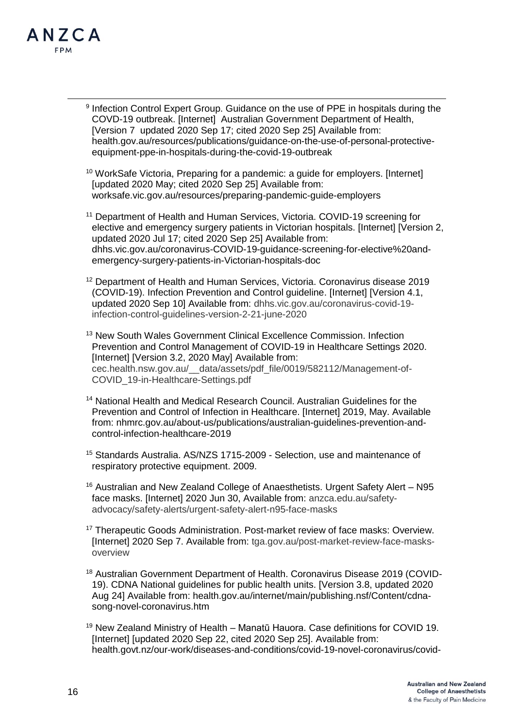[9] Infection Control Expert Group. Guidance on the use of PPE in hospitals during the COVD-19 outbreak. [Internet] Australian Government Department of Health, [Version 7 updated 2020 Sep 17; cited 2020 Sep 25] Available from: health.gov.au/resources/publications/guidance-on-the-use-of-personal-protective-equipment-ppe-in-hospitals-during-the-covid-19-outbreak

[10] WorkSafe Victoria, Preparing for a pandemic: a guide for employers. [Internet] [updated 2020 May; cited 2020 Sep 25] Available from: worksafe.vic.gov.au/resources/preparing-pandemic-guide-employers

[11] Department of Health and Human Services, Victoria. COVID-19 screening for elective and emergency surgery patients in Victorian hospitals. [Internet] [Version 2, updated 2020 Jul 17; cited 2020 Sep 25] Available from: dhhs.vic.gov.au/coronavirus-COVID-19-guidance-screening-for-elective%20and-emergency-surgery-patients-in-Victorian-hospitals-doc

[12] Department of Health and Human Services, Victoria. Coronavirus disease 2019 (COVID-19). Infection Prevention and Control guideline. [Internet] [Version 4.1, updated 2020 Sep 10] Available from: dhhs.vic.gov.au/coronavirus-covid-19-infection-control-guidelines-version-2-21-june-2020

[13] New South Wales Government Clinical Excellence Commission. Infection Prevention and Control Management of COVID-19 in Healthcare Settings 2020. [Internet] [Version 3.2, 2020 May] Available from: cec.health.nsw.gov.au/__data/assets/pdf_file/0019/582112/Management-of-COVID_19-in-Healthcare-Settings.pdf

[14] National Health and Medical Research Council. Australian Guidelines for the Prevention and Control of Infection in Healthcare. [Internet] 2019, May. Available from: nhmrc.gov.au/about-us/publications/australian-guidelines-prevention-and-control-infection-healthcare-2019

[15] Standards Australia. AS/NZS 1715-2009 - Selection, use and maintenance of respiratory protective equipment. 2009.

[16] Australian and New Zealand College of Anaesthetists. Urgent Safety Alert – N95 face masks. [Internet] 2020 Jun 30, Available from: anzca.edu.au/safety-advocacy/safety-alerts/urgent-safety-alert-n95-face-masks

[17] Therapeutic Goods Administration. Post-market review of face masks: Overview. [Internet] 2020 Sep 7. Available from: tga.gov.au/post-market-review-face-masks-overview

[18] Australian Government Department of Health. Coronavirus Disease 2019 (COVID-19). CDNA National guidelines for public health units. [Version 3.8, updated 2020 Aug 24] Available from: health.gov.au/internet/main/publishing.nsf/Content/cdna-song-novel-coronavirus.htm

[19] New Zealand Ministry of Health – Manatū Hauora. Case definitions for COVID 19. [Internet] [updated 2020 Sep 22, cited 2020 Sep 25]. Available from: health.govt.nz/our-work/diseases-and-conditions/covid-19-novel-coronavirus/covid-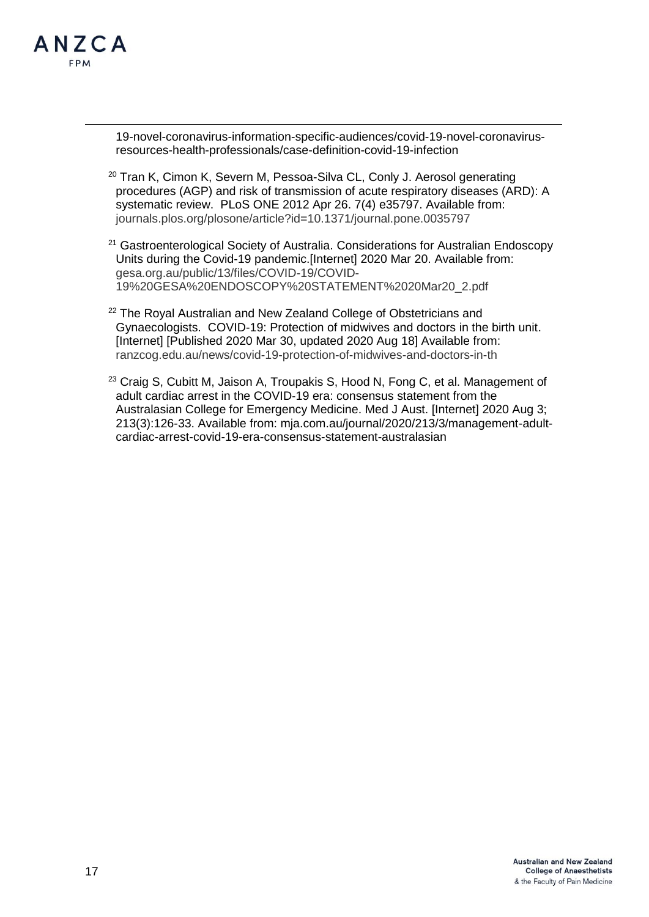19-novel-coronavirus-information-specific-audiences/covid-19-novel-coronavirus-resources-health-professionals/case-definition-covid-19-infection

[20] Tran K, Cimon K, Severn M, Pessoa-Silva CL, Conly J. Aerosol generating procedures (AGP) and risk of transmission of acute respiratory diseases (ARD): A systematic review. PLoS ONE 2012 Apr 26. 7(4) e35797. Available from: journals.plos.org/plosone/article?id=10.1371/journal.pone.0035797

[21] Gastroenterological Society of Australia. Considerations for Australian Endoscopy Units during the Covid-19 pandemic.[Internet] 2020 Mar 20. Available from: gesa.org.au/public/13/files/COVID-19/COVID-19%20GESA%20ENDOSCOPY%20STATEMENT%2020Mar20_2.pdf

[22] The Royal Australian and New Zealand College of Obstetricians and Gynaecologists. COVID-19: Protection of midwives and doctors in the birth unit. [Internet] [Published 2020 Mar 30, updated 2020 Aug 18] Available from: ranzcog.edu.au/news/covid-19-protection-of-midwives-and-doctors-in-th

[23] Craig S, Cubitt M, Jaison A, Troupakis S, Hood N, Fong C, et al. Management of adult cardiac arrest in the COVID-19 era: consensus statement from the Australasian College for Emergency Medicine. Med J Aust. [Internet] 2020 Aug 3; 213(3):126-33. Available from: mja.com.au/journal/2020/213/3/management-adult-cardiac-arrest-covid-19-era-consensus-statement-australasian